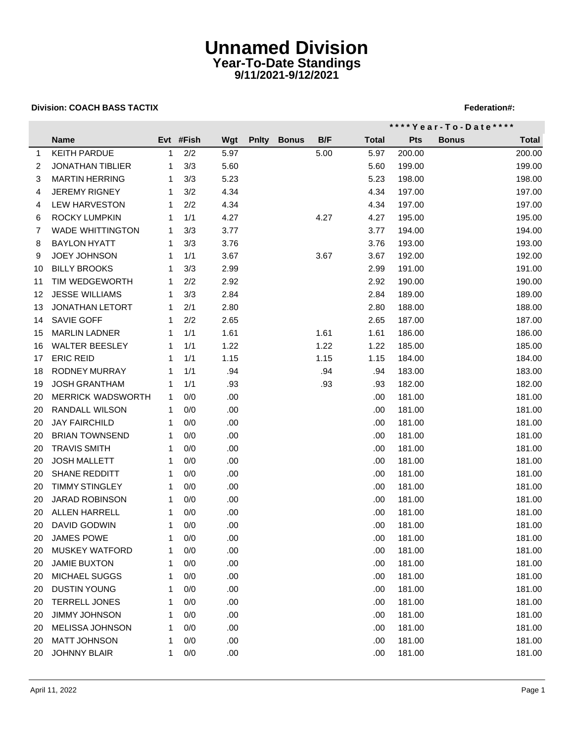# Unnamed Division
## Year-To-Date Standings
### 9/11/2021-9/12/2021

**Division: COACH BASS TACTIX** **Federation#:**

| | | | | | | | | | ****Year-To-Date**** | | |
|---|---|---|---|---|---|---|---|---|---|---|---|
| | Name | Evt | #Fish | Wgt | Pnlty | Bonus | B/F | Total | Pts | Bonus | Total |
| 1 | KEITH PARDUE | 1 | 2/2 | 5.97 | | | 5.00 | 5.97 | 200.00 | | 200.00 |
| 2 | JONATHAN TIBLIER | 1 | 3/3 | 5.60 | | | | 5.60 | 199.00 | | 199.00 |
| 3 | MARTIN HERRING | 1 | 3/3 | 5.23 | | | | 5.23 | 198.00 | | 198.00 |
| 4 | JEREMY RIGNEY | 1 | 3/2 | 4.34 | | | | 4.34 | 197.00 | | 197.00 |
| 4 | LEW HARVESTON | 1 | 2/2 | 4.34 | | | | 4.34 | 197.00 | | 197.00 |
| 6 | ROCKY LUMPKIN | 1 | 1/1 | 4.27 | | | 4.27 | 4.27 | 195.00 | | 195.00 |
| 7 | WADE WHITTINGTON | 1 | 3/3 | 3.77 | | | | 3.77 | 194.00 | | 194.00 |
| 8 | BAYLON HYATT | 1 | 3/3 | 3.76 | | | | 3.76 | 193.00 | | 193.00 |
| 9 | JOEY JOHNSON | 1 | 1/1 | 3.67 | | | 3.67 | 3.67 | 192.00 | | 192.00 |
| 10 | BILLY BROOKS | 1 | 3/3 | 2.99 | | | | 2.99 | 191.00 | | 191.00 |
| 11 | TIM WEDGEWORTH | 1 | 2/2 | 2.92 | | | | 2.92 | 190.00 | | 190.00 |
| 12 | JESSE WILLIAMS | 1 | 3/3 | 2.84 | | | | 2.84 | 189.00 | | 189.00 |
| 13 | JONATHAN LETORT | 1 | 2/1 | 2.80 | | | | 2.80 | 188.00 | | 188.00 |
| 14 | SAVIE GOFF | 1 | 2/2 | 2.65 | | | | 2.65 | 187.00 | | 187.00 |
| 15 | MARLIN LADNER | 1 | 1/1 | 1.61 | | | 1.61 | 1.61 | 186.00 | | 186.00 |
| 16 | WALTER BEESLEY | 1 | 1/1 | 1.22 | | | 1.22 | 1.22 | 185.00 | | 185.00 |
| 17 | ERIC REID | 1 | 1/1 | 1.15 | | | 1.15 | 1.15 | 184.00 | | 184.00 |
| 18 | RODNEY MURRAY | 1 | 1/1 | .94 | | | .94 | .94 | 183.00 | | 183.00 |
| 19 | JOSH GRANTHAM | 1 | 1/1 | .93 | | | .93 | .93 | 182.00 | | 182.00 |
| 20 | MERRICK WADSWORTH | 1 | 0/0 | .00 | | | | .00 | 181.00 | | 181.00 |
| 20 | RANDALL WILSON | 1 | 0/0 | .00 | | | | .00 | 181.00 | | 181.00 |
| 20 | JAY FAIRCHILD | 1 | 0/0 | .00 | | | | .00 | 181.00 | | 181.00 |
| 20 | BRIAN TOWNSEND | 1 | 0/0 | .00 | | | | .00 | 181.00 | | 181.00 |
| 20 | TRAVIS SMITH | 1 | 0/0 | .00 | | | | .00 | 181.00 | | 181.00 |
| 20 | JOSH MALLETT | 1 | 0/0 | .00 | | | | .00 | 181.00 | | 181.00 |
| 20 | SHANE REDDITT | 1 | 0/0 | .00 | | | | .00 | 181.00 | | 181.00 |
| 20 | TIMMY STINGLEY | 1 | 0/0 | .00 | | | | .00 | 181.00 | | 181.00 |
| 20 | JARAD ROBINSON | 1 | 0/0 | .00 | | | | .00 | 181.00 | | 181.00 |
| 20 | ALLEN HARRELL | 1 | 0/0 | .00 | | | | .00 | 181.00 | | 181.00 |
| 20 | DAVID GODWIN | 1 | 0/0 | .00 | | | | .00 | 181.00 | | 181.00 |
| 20 | JAMES POWE | 1 | 0/0 | .00 | | | | .00 | 181.00 | | 181.00 |
| 20 | MUSKEY WATFORD | 1 | 0/0 | .00 | | | | .00 | 181.00 | | 181.00 |
| 20 | JAMIE BUXTON | 1 | 0/0 | .00 | | | | .00 | 181.00 | | 181.00 |
| 20 | MICHAEL SUGGS | 1 | 0/0 | .00 | | | | .00 | 181.00 | | 181.00 |
| 20 | DUSTIN YOUNG | 1 | 0/0 | .00 | | | | .00 | 181.00 | | 181.00 |
| 20 | TERRELL JONES | 1 | 0/0 | .00 | | | | .00 | 181.00 | | 181.00 |
| 20 | JIMMY JOHNSON | 1 | 0/0 | .00 | | | | .00 | 181.00 | | 181.00 |
| 20 | MELISSA JOHNSON | 1 | 0/0 | .00 | | | | .00 | 181.00 | | 181.00 |
| 20 | MATT JOHNSON | 1 | 0/0 | .00 | | | | .00 | 181.00 | | 181.00 |
| 20 | JOHNNY BLAIR | 1 | 0/0 | .00 | | | | .00 | 181.00 | | 181.00 |

April 11, 2022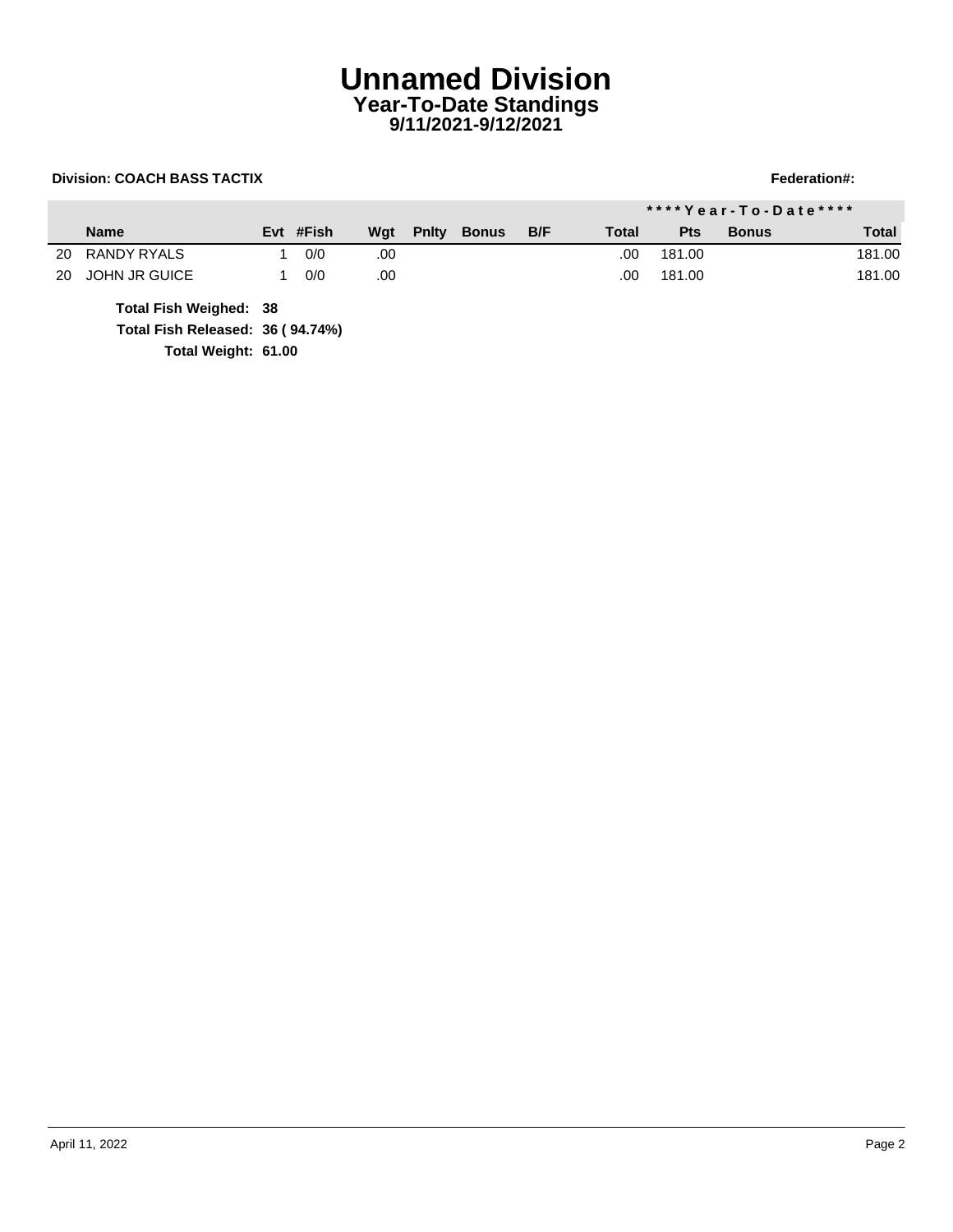# Unnamed Division

## Year-To-Date Standings

### 9/11/2021-9/12/2021

**Division: COACH BASS TACTIX** **Federation#:**

| | | | | | | | | | ****Year-To-Date**** | | |
|---|---|---|---|---|---|---|---|---|---|---|---|
| | **Name** | **Evt** | **#Fish** | **Wgt** | **Pnlty** | **Bonus** | **B/F** | **Total** | **Pts** | **Bonus** | **Total** |
| 20 | RANDY RYALS | 1 | 0/0 | .00 | | | | .00 | 181.00 | | 181.00 |
| 20 | JOHN JR GUICE | 1 | 0/0 | .00 | | | | .00 | 181.00 | | 181.00 |

**Total Fish Weighed: 38**

**Total Fish Released: 36 ( 94.74%)**

**Total Weight: 61.00**